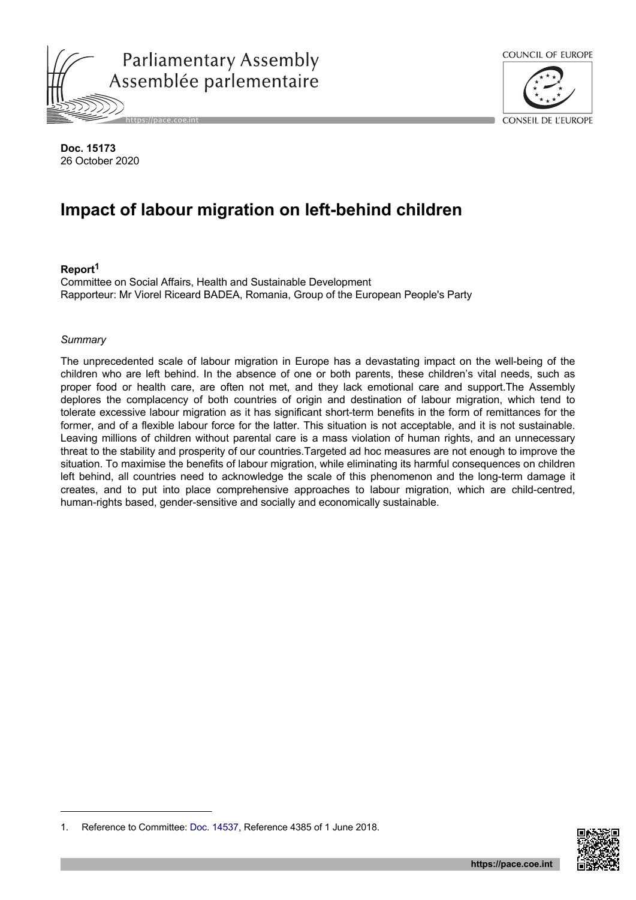Parliamentary Assembly
Assemblée parlementaire

**Doc. 15173**
26 October 2020

# Impact of labour migration on left-behind children

**Report**[1]
Committee on Social Affairs, Health and Sustainable Development
Rapporteur: Mr Viorel Riceard BADEA, Romania, Group of the European People's Party

*Summary*

The unprecedented scale of labour migration in Europe has a devastating impact on the well-being of the children who are left behind. In the absence of one or both parents, these children's vital needs, such as proper food or health care, are often not met, and they lack emotional care and support.The Assembly deplores the complacency of both countries of origin and destination of labour migration, which tend to tolerate excessive labour migration as it has significant short-term benefits in the form of remittances for the former, and of a flexible labour force for the latter. This situation is not acceptable, and it is not sustainable. Leaving millions of children without parental care is a mass violation of human rights, and an unnecessary threat to the stability and prosperity of our countries.Targeted ad hoc measures are not enough to improve the situation. To maximise the benefits of labour migration, while eliminating its harmful consequences on children left behind, all countries need to acknowledge the scale of this phenomenon and the long-term damage it creates, and to put into place comprehensive approaches to labour migration, which are child-centred, human-rights based, gender-sensitive and socially and economically sustainable.

---

1. Reference to Committee: Doc. 14537, Reference 4385 of 1 June 2018.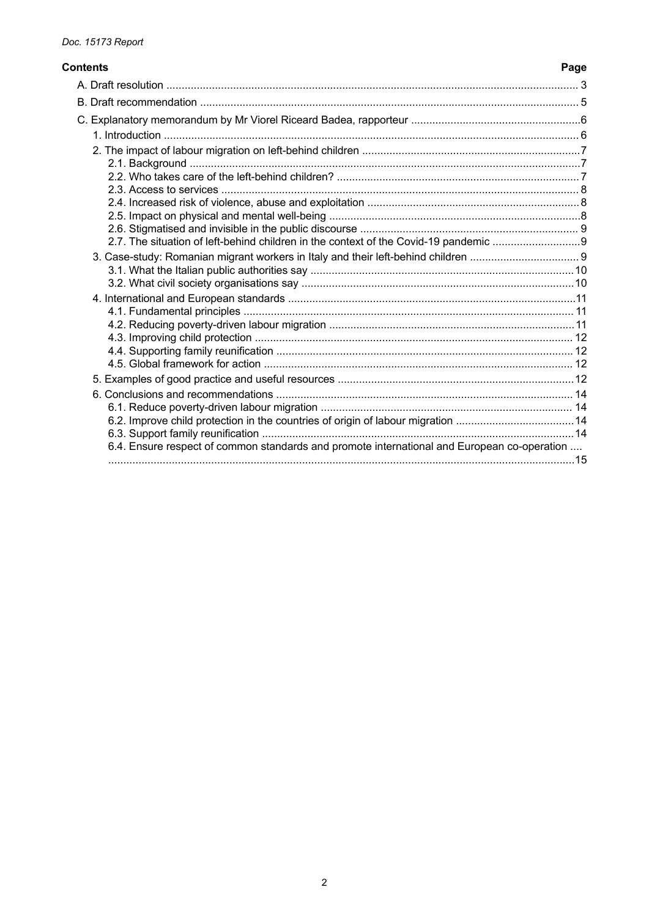**Contents** **Page**

A. Draft resolution ........................................................................................................................... 3

B. Draft recommendation ................................................................................................................. 5

C. Explanatory memorandum by Mr Viorel Riceard Badea, rapporteur ........................................................6

1. Introduction ............................................................................................................................ 6

2. The impact of labour migration on left-behind children ..........................................................................7

2.1. Background ...................................................................................................................7

2.2. Who takes care of the left-behind children? ...............................................................................7

2.3. Access to services ........................................................................................................... 8

2.4. Increased risk of violence, abuse and exploitation ...................................................................... 8

2.5. Impact on physical and mental well-being ..................................................................................8

2.6. Stigmatised and invisible in the public discourse ....................................................................... 9

2.7. The situation of left-behind children in the context of the Covid-19 pandemic .............................9

3. Case-study: Romanian migrant workers in Italy and their left-behind children .................................... 9

3.1. What the Italian public authorities say .......................................................................................10

3.2. What civil society organisations say ..........................................................................................10

4. International and European standards ..............................................................................................11

4.1. Fundamental principles ............................................................................................................ 11

4.2. Reducing poverty-driven labour migration ................................................................................. 11

4.3. Improving child protection ......................................................................................................... 12

4.4. Supporting family reunification ................................................................................................. 12

4.5. Global framework for action ..................................................................................................... 12

5. Examples of good practice and useful resources ..............................................................................12

6. Conclusions and recommendations .................................................................................................. 14

6.1. Reduce poverty-driven labour migration ................................................................................... 14

6.2. Improve child protection in the countries of origin of labour migration .......................................14

6.3. Support family reunification ......................................................................................................14

6.4. Ensure respect of common standards and promote international and European co-operation .... ........................................................................................................................................15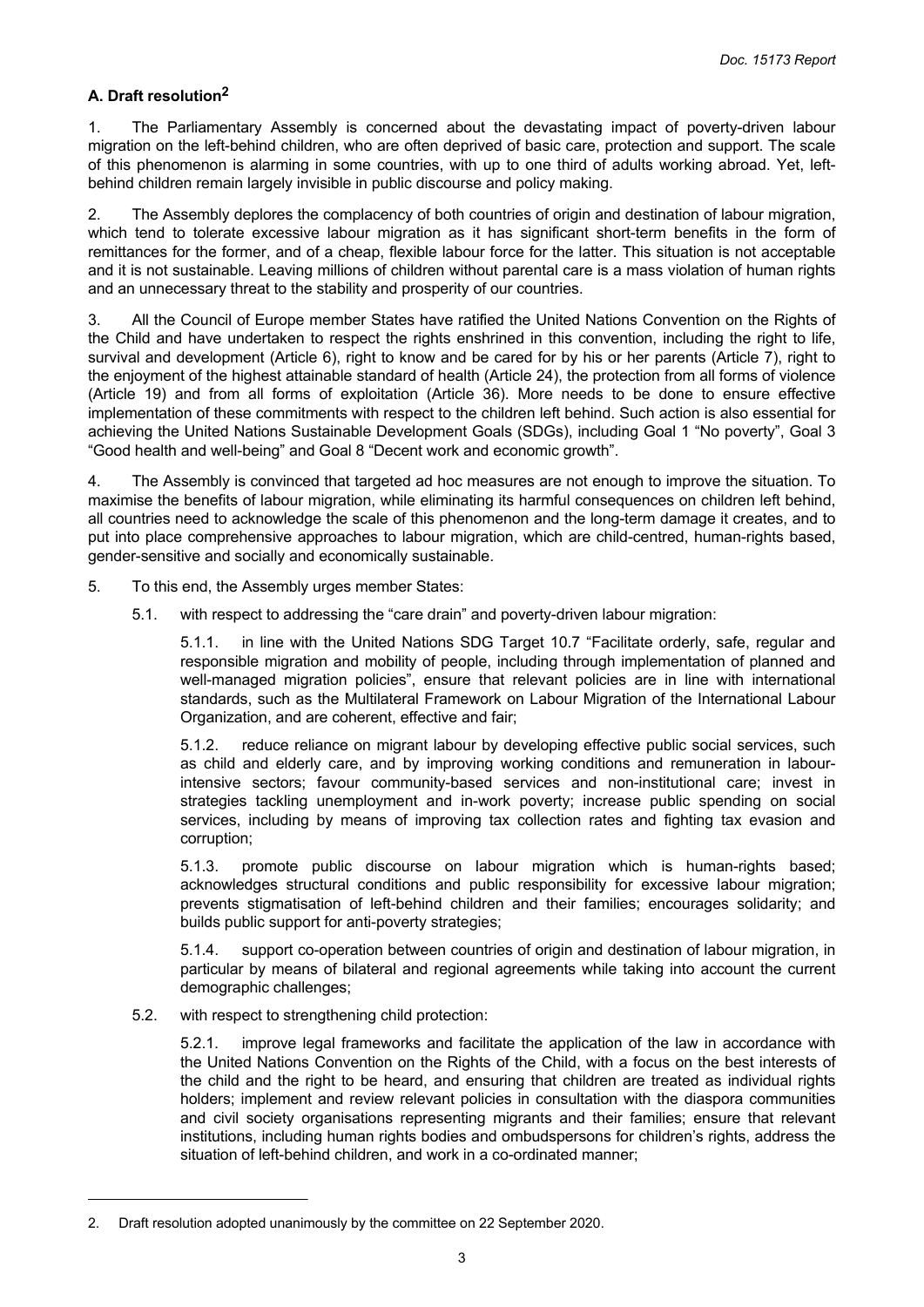### A. Draft resolution[2]

1. The Parliamentary Assembly is concerned about the devastating impact of poverty-driven labour migration on the left-behind children, who are often deprived of basic care, protection and support. The scale of this phenomenon is alarming in some countries, with up to one third of adults working abroad. Yet, left-behind children remain largely invisible in public discourse and policy making.

2. The Assembly deplores the complacency of both countries of origin and destination of labour migration, which tend to tolerate excessive labour migration as it has significant short-term benefits in the form of remittances for the former, and of a cheap, flexible labour force for the latter. This situation is not acceptable and it is not sustainable. Leaving millions of children without parental care is a mass violation of human rights and an unnecessary threat to the stability and prosperity of our countries.

3. All the Council of Europe member States have ratified the United Nations Convention on the Rights of the Child and have undertaken to respect the rights enshrined in this convention, including the right to life, survival and development (Article 6), right to know and be cared for by his or her parents (Article 7), right to the enjoyment of the highest attainable standard of health (Article 24), the protection from all forms of violence (Article 19) and from all forms of exploitation (Article 36). More needs to be done to ensure effective implementation of these commitments with respect to the children left behind. Such action is also essential for achieving the United Nations Sustainable Development Goals (SDGs), including Goal 1 "No poverty", Goal 3 "Good health and well-being" and Goal 8 "Decent work and economic growth".

4. The Assembly is convinced that targeted ad hoc measures are not enough to improve the situation. To maximise the benefits of labour migration, while eliminating its harmful consequences on children left behind, all countries need to acknowledge the scale of this phenomenon and the long-term damage it creates, and to put into place comprehensive approaches to labour migration, which are child-centred, human-rights based, gender-sensitive and socially and economically sustainable.

5. To this end, the Assembly urges member States:

5.1. with respect to addressing the "care drain" and poverty-driven labour migration:

5.1.1. in line with the United Nations SDG Target 10.7 "Facilitate orderly, safe, regular and responsible migration and mobility of people, including through implementation of planned and well-managed migration policies", ensure that relevant policies are in line with international standards, such as the Multilateral Framework on Labour Migration of the International Labour Organization, and are coherent, effective and fair;

5.1.2. reduce reliance on migrant labour by developing effective public social services, such as child and elderly care, and by improving working conditions and remuneration in labour-intensive sectors; favour community-based services and non-institutional care; invest in strategies tackling unemployment and in-work poverty; increase public spending on social services, including by means of improving tax collection rates and fighting tax evasion and corruption;

5.1.3. promote public discourse on labour migration which is human-rights based; acknowledges structural conditions and public responsibility for excessive labour migration; prevents stigmatisation of left-behind children and their families; encourages solidarity; and builds public support for anti-poverty strategies;

5.1.4. support co-operation between countries of origin and destination of labour migration, in particular by means of bilateral and regional agreements while taking into account the current demographic challenges;

5.2. with respect to strengthening child protection:

5.2.1. improve legal frameworks and facilitate the application of the law in accordance with the United Nations Convention on the Rights of the Child, with a focus on the best interests of the child and the right to be heard, and ensuring that children are treated as individual rights holders; implement and review relevant policies in consultation with the diaspora communities and civil society organisations representing migrants and their families; ensure that relevant institutions, including human rights bodies and ombudspersons for children's rights, address the situation of left-behind children, and work in a co-ordinated manner;

---

2. Draft resolution adopted unanimously by the committee on 22 September 2020.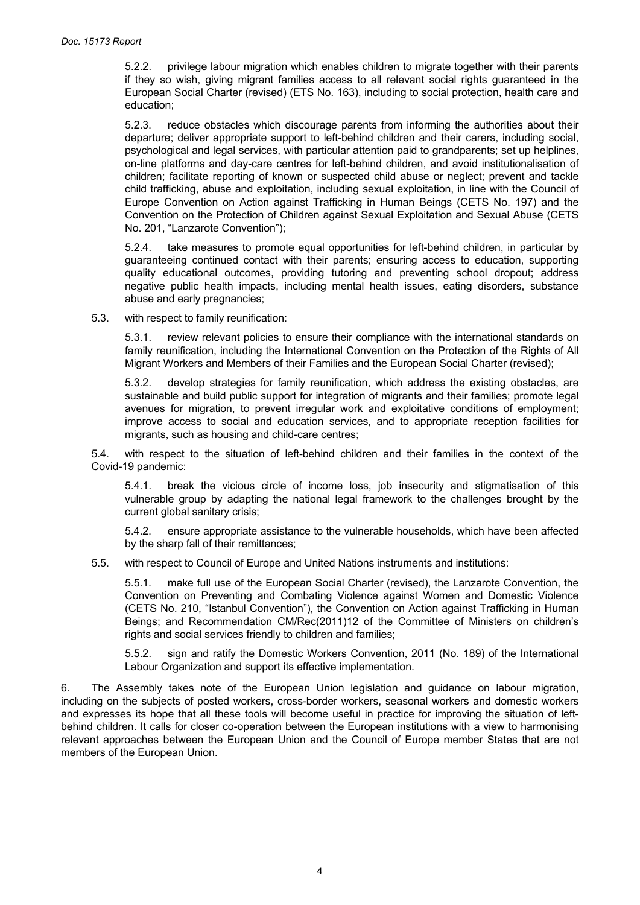5.2.2. privilege labour migration which enables children to migrate together with their parents if they so wish, giving migrant families access to all relevant social rights guaranteed in the European Social Charter (revised) (ETS No. 163), including to social protection, health care and education;

5.2.3. reduce obstacles which discourage parents from informing the authorities about their departure; deliver appropriate support to left-behind children and their carers, including social, psychological and legal services, with particular attention paid to grandparents; set up helplines, on-line platforms and day-care centres for left-behind children, and avoid institutionalisation of children; facilitate reporting of known or suspected child abuse or neglect; prevent and tackle child trafficking, abuse and exploitation, including sexual exploitation, in line with the Council of Europe Convention on Action against Trafficking in Human Beings (CETS No. 197) and the Convention on the Protection of Children against Sexual Exploitation and Sexual Abuse (CETS No. 201, "Lanzarote Convention");

5.2.4. take measures to promote equal opportunities for left-behind children, in particular by guaranteeing continued contact with their parents; ensuring access to education, supporting quality educational outcomes, providing tutoring and preventing school dropout; address negative public health impacts, including mental health issues, eating disorders, substance abuse and early pregnancies;

5.3. with respect to family reunification:

5.3.1. review relevant policies to ensure their compliance with the international standards on family reunification, including the International Convention on the Protection of the Rights of All Migrant Workers and Members of their Families and the European Social Charter (revised);

5.3.2. develop strategies for family reunification, which address the existing obstacles, are sustainable and build public support for integration of migrants and their families; promote legal avenues for migration, to prevent irregular work and exploitative conditions of employment; improve access to social and education services, and to appropriate reception facilities for migrants, such as housing and child-care centres;

5.4. with respect to the situation of left-behind children and their families in the context of the Covid-19 pandemic:

5.4.1. break the vicious circle of income loss, job insecurity and stigmatisation of this vulnerable group by adapting the national legal framework to the challenges brought by the current global sanitary crisis;

5.4.2. ensure appropriate assistance to the vulnerable households, which have been affected by the sharp fall of their remittances;

5.5. with respect to Council of Europe and United Nations instruments and institutions:

5.5.1. make full use of the European Social Charter (revised), the Lanzarote Convention, the Convention on Preventing and Combating Violence against Women and Domestic Violence (CETS No. 210, "Istanbul Convention"), the Convention on Action against Trafficking in Human Beings; and Recommendation CM/Rec(2011)12 of the Committee of Ministers on children's rights and social services friendly to children and families;

5.5.2. sign and ratify the Domestic Workers Convention, 2011 (No. 189) of the International Labour Organization and support its effective implementation.

6. The Assembly takes note of the European Union legislation and guidance on labour migration, including on the subjects of posted workers, cross-border workers, seasonal workers and domestic workers and expresses its hope that all these tools will become useful in practice for improving the situation of left-behind children. It calls for closer co-operation between the European institutions with a view to harmonising relevant approaches between the European Union and the Council of Europe member States that are not members of the European Union.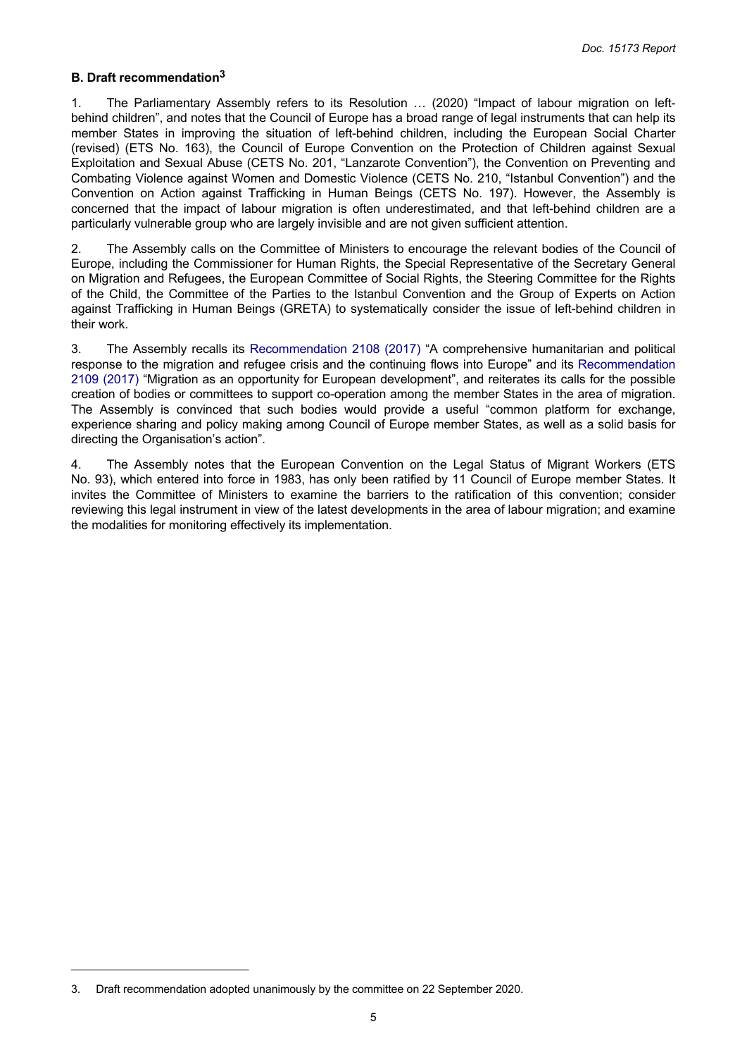## B. Draft recommendation[3]

1. The Parliamentary Assembly refers to its Resolution … (2020) "Impact of labour migration on left-behind children", and notes that the Council of Europe has a broad range of legal instruments that can help its member States in improving the situation of left-behind children, including the European Social Charter (revised) (ETS No. 163), the Council of Europe Convention on the Protection of Children against Sexual Exploitation and Sexual Abuse (CETS No. 201, "Lanzarote Convention"), the Convention on Preventing and Combating Violence against Women and Domestic Violence (CETS No. 210, "Istanbul Convention") and the Convention on Action against Trafficking in Human Beings (CETS No. 197). However, the Assembly is concerned that the impact of labour migration is often underestimated, and that left-behind children are a particularly vulnerable group who are largely invisible and are not given sufficient attention.

2. The Assembly calls on the Committee of Ministers to encourage the relevant bodies of the Council of Europe, including the Commissioner for Human Rights, the Special Representative of the Secretary General on Migration and Refugees, the European Committee of Social Rights, the Steering Committee for the Rights of the Child, the Committee of the Parties to the Istanbul Convention and the Group of Experts on Action against Trafficking in Human Beings (GRETA) to systematically consider the issue of left-behind children in their work.

3. The Assembly recalls its Recommendation 2108 (2017) "A comprehensive humanitarian and political response to the migration and refugee crisis and the continuing flows into Europe" and its Recommendation 2109 (2017) "Migration as an opportunity for European development", and reiterates its calls for the possible creation of bodies or committees to support co-operation among the member States in the area of migration. The Assembly is convinced that such bodies would provide a useful "common platform for exchange, experience sharing and policy making among Council of Europe member States, as well as a solid basis for directing the Organisation's action".

4. The Assembly notes that the European Convention on the Legal Status of Migrant Workers (ETS No. 93), which entered into force in 1983, has only been ratified by 11 Council of Europe member States. It invites the Committee of Ministers to examine the barriers to the ratification of this convention; consider reviewing this legal instrument in view of the latest developments in the area of labour migration; and examine the modalities for monitoring effectively its implementation.

---

3. Draft recommendation adopted unanimously by the committee on 22 September 2020.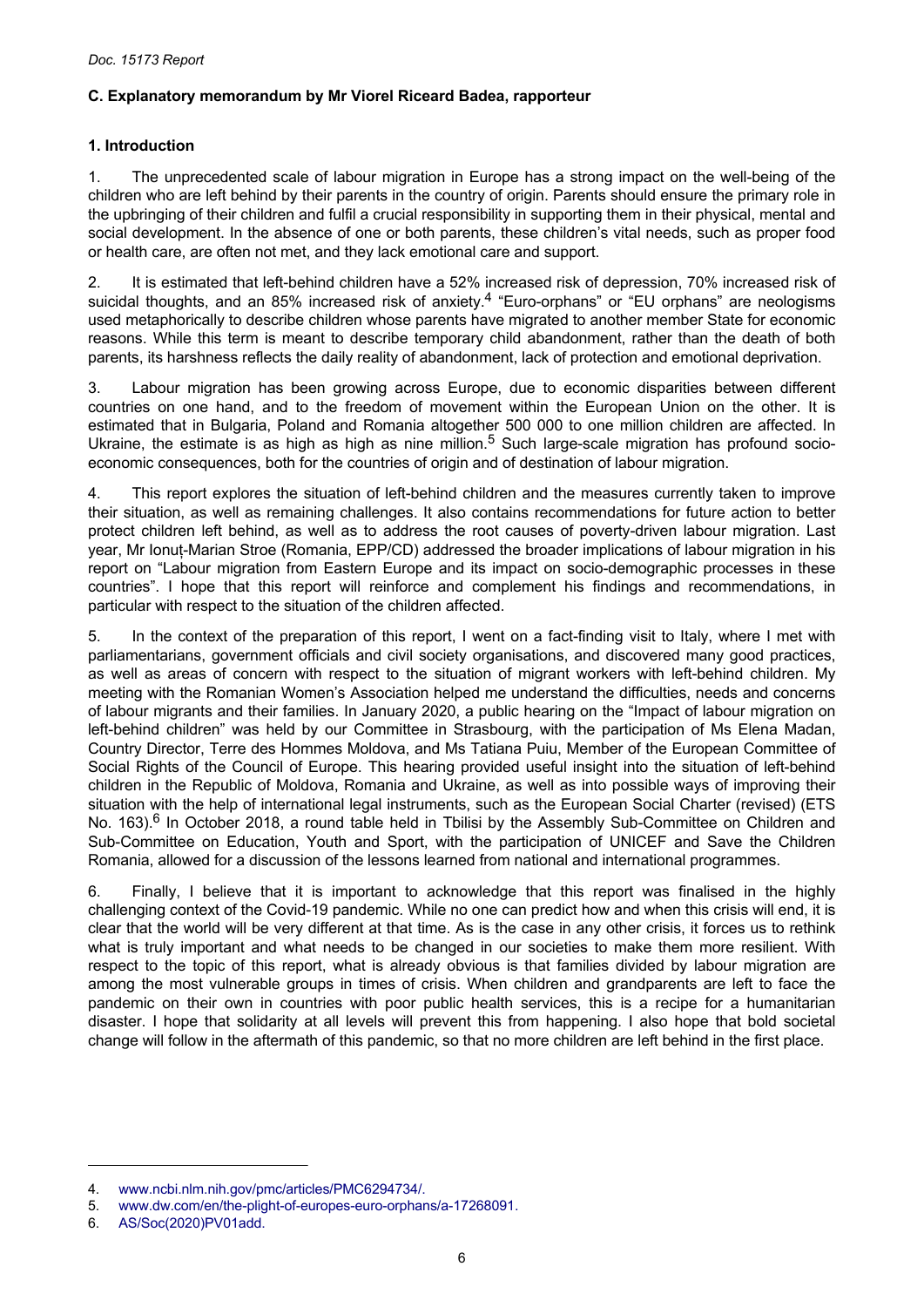## C. Explanatory memorandum by Mr Viorel Riceard Badea, rapporteur

### 1. Introduction

1. The unprecedented scale of labour migration in Europe has a strong impact on the well-being of the children who are left behind by their parents in the country of origin. Parents should ensure the primary role in the upbringing of their children and fulfil a crucial responsibility in supporting them in their physical, mental and social development. In the absence of one or both parents, these children's vital needs, such as proper food or health care, are often not met, and they lack emotional care and support.

2. It is estimated that left-behind children have a 52% increased risk of depression, 70% increased risk of suicidal thoughts, and an 85% increased risk of anxiety.[4] "Euro-orphans" or "EU orphans" are neologisms used metaphorically to describe children whose parents have migrated to another member State for economic reasons. While this term is meant to describe temporary child abandonment, rather than the death of both parents, its harshness reflects the daily reality of abandonment, lack of protection and emotional deprivation.

3. Labour migration has been growing across Europe, due to economic disparities between different countries on one hand, and to the freedom of movement within the European Union on the other. It is estimated that in Bulgaria, Poland and Romania altogether 500 000 to one million children are affected. In Ukraine, the estimate is as high as high as nine million.[5] Such large-scale migration has profound socio-economic consequences, both for the countries of origin and of destination of labour migration.

4. This report explores the situation of left-behind children and the measures currently taken to improve their situation, as well as remaining challenges. It also contains recommendations for future action to better protect children left behind, as well as to address the root causes of poverty-driven labour migration. Last year, Mr Ionuț-Marian Stroe (Romania, EPP/CD) addressed the broader implications of labour migration in his report on "Labour migration from Eastern Europe and its impact on socio-demographic processes in these countries". I hope that this report will reinforce and complement his findings and recommendations, in particular with respect to the situation of the children affected.

5. In the context of the preparation of this report, I went on a fact-finding visit to Italy, where I met with parliamentarians, government officials and civil society organisations, and discovered many good practices, as well as areas of concern with respect to the situation of migrant workers with left-behind children. My meeting with the Romanian Women's Association helped me understand the difficulties, needs and concerns of labour migrants and their families. In January 2020, a public hearing on the "Impact of labour migration on left-behind children" was held by our Committee in Strasbourg, with the participation of Ms Elena Madan, Country Director, Terre des Hommes Moldova, and Ms Tatiana Puiu, Member of the European Committee of Social Rights of the Council of Europe. This hearing provided useful insight into the situation of left-behind children in the Republic of Moldova, Romania and Ukraine, as well as into possible ways of improving their situation with the help of international legal instruments, such as the European Social Charter (revised) (ETS No. 163).[6] In October 2018, a round table held in Tbilisi by the Assembly Sub-Committee on Children and Sub-Committee on Education, Youth and Sport, with the participation of UNICEF and Save the Children Romania, allowed for a discussion of the lessons learned from national and international programmes.

6. Finally, I believe that it is important to acknowledge that this report was finalised in the highly challenging context of the Covid-19 pandemic. While no one can predict how and when this crisis will end, it is clear that the world will be very different at that time. As is the case in any other crisis, it forces us to rethink what is truly important and what needs to be changed in our societies to make them more resilient. With respect to the topic of this report, what is already obvious is that families divided by labour migration are among the most vulnerable groups in times of crisis. When children and grandparents are left to face the pandemic on their own in countries with poor public health services, this is a recipe for a humanitarian disaster. I hope that solidarity at all levels will prevent this from happening. I also hope that bold societal change will follow in the aftermath of this pandemic, so that no more children are left behind in the first place.

---

4. www.ncbi.nlm.nih.gov/pmc/articles/PMC6294734/.
5. www.dw.com/en/the-plight-of-europes-euro-orphans/a-17268091.
6. AS/Soc(2020)PV01add.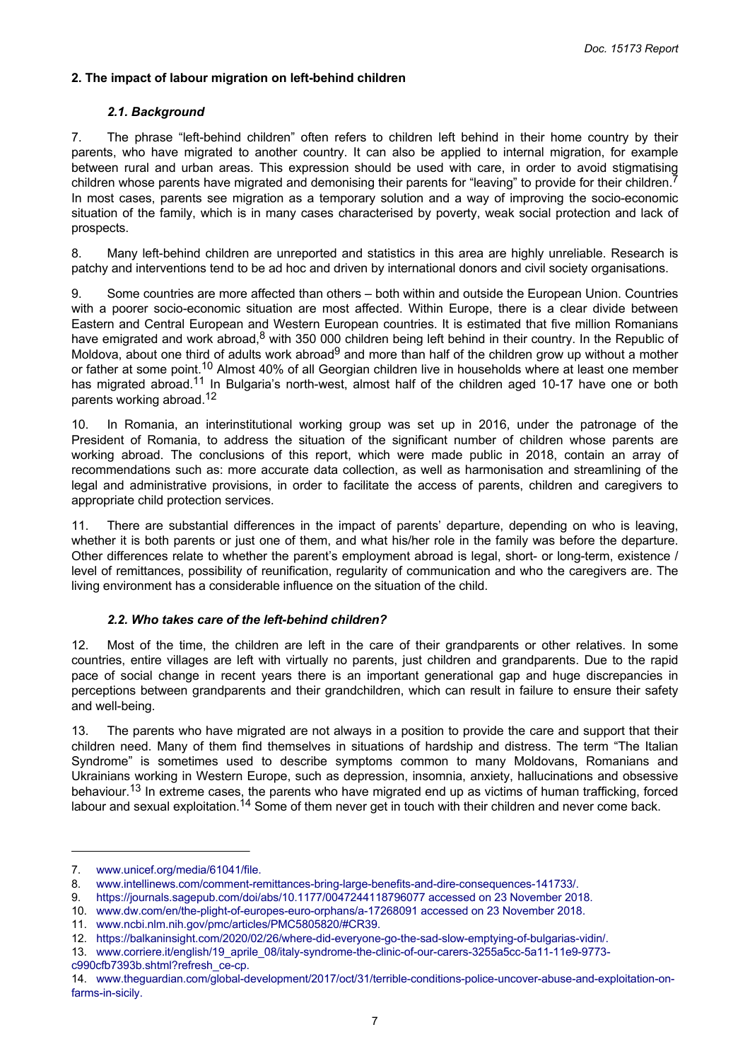## 2. The impact of labour migration on left-behind children

### *2.1. Background*

7. The phrase "left-behind children" often refers to children left behind in their home country by their parents, who have migrated to another country. It can also be applied to internal migration, for example between rural and urban areas. This expression should be used with care, in order to avoid stigmatising children whose parents have migrated and demonising their parents for "leaving" to provide for their children.[7] In most cases, parents see migration as a temporary solution and a way of improving the socio-economic situation of the family, which is in many cases characterised by poverty, weak social protection and lack of prospects.

8. Many left-behind children are unreported and statistics in this area are highly unreliable. Research is patchy and interventions tend to be ad hoc and driven by international donors and civil society organisations.

9. Some countries are more affected than others – both within and outside the European Union. Countries with a poorer socio-economic situation are most affected. Within Europe, there is a clear divide between Eastern and Central European and Western European countries. It is estimated that five million Romanians have emigrated and work abroad,[8] with 350 000 children being left behind in their country. In the Republic of Moldova, about one third of adults work abroad[9] and more than half of the children grow up without a mother or father at some point.[10] Almost 40% of all Georgian children live in households where at least one member has migrated abroad.[11] In Bulgaria's north-west, almost half of the children aged 10-17 have one or both parents working abroad.[12]

10. In Romania, an interinstitutional working group was set up in 2016, under the patronage of the President of Romania, to address the situation of the significant number of children whose parents are working abroad. The conclusions of this report, which were made public in 2018, contain an array of recommendations such as: more accurate data collection, as well as harmonisation and streamlining of the legal and administrative provisions, in order to facilitate the access of parents, children and caregivers to appropriate child protection services.

11. There are substantial differences in the impact of parents' departure, depending on who is leaving, whether it is both parents or just one of them, and what his/her role in the family was before the departure. Other differences relate to whether the parent's employment abroad is legal, short- or long-term, existence / level of remittances, possibility of reunification, regularity of communication and who the caregivers are. The living environment has a considerable influence on the situation of the child.

### *2.2. Who takes care of the left-behind children?*

12. Most of the time, the children are left in the care of their grandparents or other relatives. In some countries, entire villages are left with virtually no parents, just children and grandparents. Due to the rapid pace of social change in recent years there is an important generational gap and huge discrepancies in perceptions between grandparents and their grandchildren, which can result in failure to ensure their safety and well-being.

13. The parents who have migrated are not always in a position to provide the care and support that their children need. Many of them find themselves in situations of hardship and distress. The term "The Italian Syndrome" is sometimes used to describe symptoms common to many Moldovans, Romanians and Ukrainians working in Western Europe, such as depression, insomnia, anxiety, hallucinations and obsessive behaviour.[13] In extreme cases, the parents who have migrated end up as victims of human trafficking, forced labour and sexual exploitation.[14] Some of them never get in touch with their children and never come back.

---

7. www.unicef.org/media/61041/file.
8. www.intellinews.com/comment-remittances-bring-large-benefits-and-dire-consequences-141733/.
9. https://journals.sagepub.com/doi/abs/10.1177/0047244118796077 accessed on 23 November 2018.
10. www.dw.com/en/the-plight-of-europes-euro-orphans/a-17268091 accessed on 23 November 2018.
11. www.ncbi.nlm.nih.gov/pmc/articles/PMC5805820/#CR39.
12. https://balkaninsight.com/2020/02/26/where-did-everyone-go-the-sad-slow-emptying-of-bulgarias-vidin/.
13. www.corriere.it/english/19_aprile_08/italy-syndrome-the-clinic-of-our-carers-3255a5cc-5a11-11e9-9773-c990cfb7393b.shtml?refresh_ce-cp.
14. www.theguardian.com/global-development/2017/oct/31/terrible-conditions-police-uncover-abuse-and-exploitation-on-farms-in-sicily.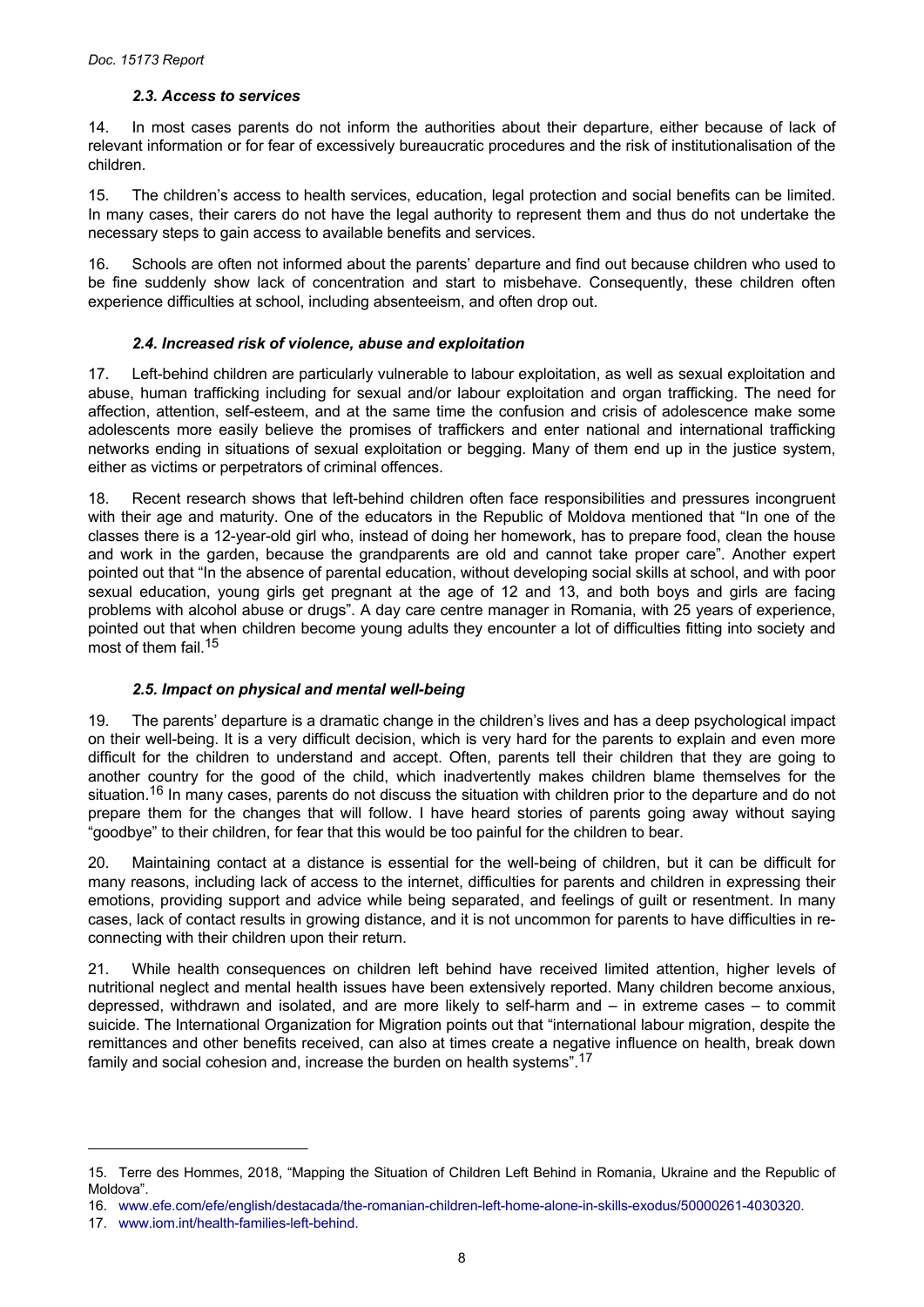### *2.3. Access to services*

14. In most cases parents do not inform the authorities about their departure, either because of lack of relevant information or for fear of excessively bureaucratic procedures and the risk of institutionalisation of the children.

15. The children's access to health services, education, legal protection and social benefits can be limited. In many cases, their carers do not have the legal authority to represent them and thus do not undertake the necessary steps to gain access to available benefits and services.

16. Schools are often not informed about the parents' departure and find out because children who used to be fine suddenly show lack of concentration and start to misbehave. Consequently, these children often experience difficulties at school, including absenteeism, and often drop out.

### *2.4. Increased risk of violence, abuse and exploitation*

17. Left-behind children are particularly vulnerable to labour exploitation, as well as sexual exploitation and abuse, human trafficking including for sexual and/or labour exploitation and organ trafficking. The need for affection, attention, self-esteem, and at the same time the confusion and crisis of adolescence make some adolescents more easily believe the promises of traffickers and enter national and international trafficking networks ending in situations of sexual exploitation or begging. Many of them end up in the justice system, either as victims or perpetrators of criminal offences.

18. Recent research shows that left-behind children often face responsibilities and pressures incongruent with their age and maturity. One of the educators in the Republic of Moldova mentioned that "In one of the classes there is a 12-year-old girl who, instead of doing her homework, has to prepare food, clean the house and work in the garden, because the grandparents are old and cannot take proper care". Another expert pointed out that "In the absence of parental education, without developing social skills at school, and with poor sexual education, young girls get pregnant at the age of 12 and 13, and both boys and girls are facing problems with alcohol abuse or drugs". A day care centre manager in Romania, with 25 years of experience, pointed out that when children become young adults they encounter a lot of difficulties fitting into society and most of them fail.[15]

### *2.5. Impact on physical and mental well-being*

19. The parents' departure is a dramatic change in the children's lives and has a deep psychological impact on their well-being. It is a very difficult decision, which is very hard for the parents to explain and even more difficult for the children to understand and accept. Often, parents tell their children that they are going to another country for the good of the child, which inadvertently makes children blame themselves for the situation.[16] In many cases, parents do not discuss the situation with children prior to the departure and do not prepare them for the changes that will follow. I have heard stories of parents going away without saying "goodbye" to their children, for fear that this would be too painful for the children to bear.

20. Maintaining contact at a distance is essential for the well-being of children, but it can be difficult for many reasons, including lack of access to the internet, difficulties for parents and children in expressing their emotions, providing support and advice while being separated, and feelings of guilt or resentment. In many cases, lack of contact results in growing distance, and it is not uncommon for parents to have difficulties in re-connecting with their children upon their return.

21. While health consequences on children left behind have received limited attention, higher levels of nutritional neglect and mental health issues have been extensively reported. Many children become anxious, depressed, withdrawn and isolated, and are more likely to self-harm and – in extreme cases – to commit suicide. The International Organization for Migration points out that "international labour migration, despite the remittances and other benefits received, can also at times create a negative influence on health, break down family and social cohesion and, increase the burden on health systems".[17]

---

15. Terre des Hommes, 2018, "Mapping the Situation of Children Left Behind in Romania, Ukraine and the Republic of Moldova".

16. www.efe.com/efe/english/destacada/the-romanian-children-left-home-alone-in-skills-exodus/50000261-4030320.

17. www.iom.int/health-families-left-behind.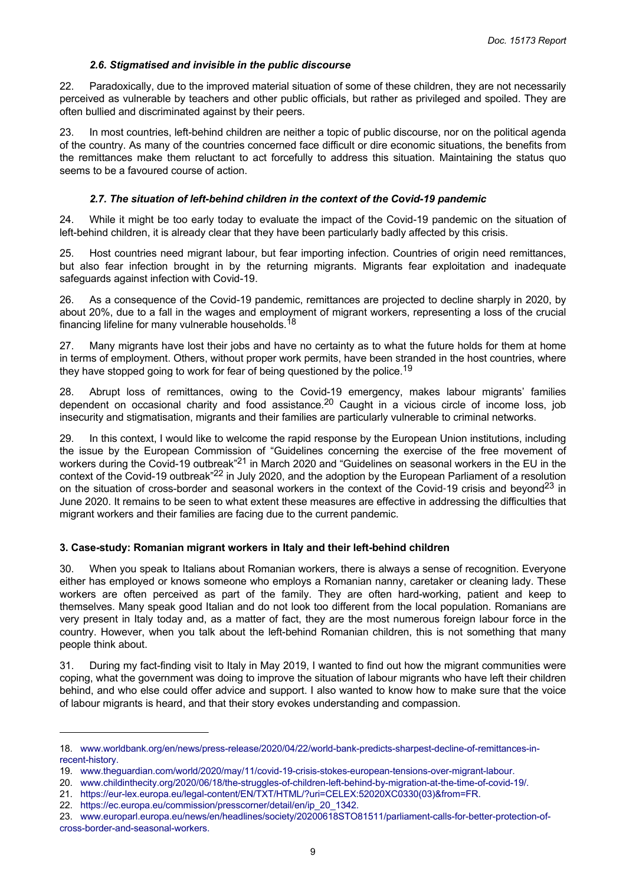### *2.6. Stigmatised and invisible in the public discourse*

22. Paradoxically, due to the improved material situation of some of these children, they are not necessarily perceived as vulnerable by teachers and other public officials, but rather as privileged and spoiled. They are often bullied and discriminated against by their peers.

23. In most countries, left-behind children are neither a topic of public discourse, nor on the political agenda of the country. As many of the countries concerned face difficult or dire economic situations, the benefits from the remittances make them reluctant to act forcefully to address this situation. Maintaining the status quo seems to be a favoured course of action.

### *2.7. The situation of left-behind children in the context of the Covid-19 pandemic*

24. While it might be too early today to evaluate the impact of the Covid-19 pandemic on the situation of left-behind children, it is already clear that they have been particularly badly affected by this crisis.

25. Host countries need migrant labour, but fear importing infection. Countries of origin need remittances, but also fear infection brought in by the returning migrants. Migrants fear exploitation and inadequate safeguards against infection with Covid-19.

26. As a consequence of the Covid-19 pandemic, remittances are projected to decline sharply in 2020, by about 20%, due to a fall in the wages and employment of migrant workers, representing a loss of the crucial financing lifeline for many vulnerable households.[18]

27. Many migrants have lost their jobs and have no certainty as to what the future holds for them at home in terms of employment. Others, without proper work permits, have been stranded in the host countries, where they have stopped going to work for fear of being questioned by the police.[19]

28. Abrupt loss of remittances, owing to the Covid-19 emergency, makes labour migrants' families dependent on occasional charity and food assistance.[20] Caught in a vicious circle of income loss, job insecurity and stigmatisation, migrants and their families are particularly vulnerable to criminal networks.

29. In this context, I would like to welcome the rapid response by the European Union institutions, including the issue by the European Commission of "Guidelines concerning the exercise of the free movement of workers during the Covid-19 outbreak"[21] in March 2020 and "Guidelines on seasonal workers in the EU in the context of the Covid-19 outbreak"[22] in July 2020, and the adoption by the European Parliament of a resolution on the situation of cross-border and seasonal workers in the context of the Covid-19 crisis and beyond[23] in June 2020. It remains to be seen to what extent these measures are effective in addressing the difficulties that migrant workers and their families are facing due to the current pandemic.

## 3. Case-study: Romanian migrant workers in Italy and their left-behind children

30. When you speak to Italians about Romanian workers, there is always a sense of recognition. Everyone either has employed or knows someone who employs a Romanian nanny, caretaker or cleaning lady. These workers are often perceived as part of the family. They are often hard-working, patient and keep to themselves. Many speak good Italian and do not look too different from the local population. Romanians are very present in Italy today and, as a matter of fact, they are the most numerous foreign labour force in the country. However, when you talk about the left-behind Romanian children, this is not something that many people think about.

31. During my fact-finding visit to Italy in May 2019, I wanted to find out how the migrant communities were coping, what the government was doing to improve the situation of labour migrants who have left their children behind, and who else could offer advice and support. I also wanted to know how to make sure that the voice of labour migrants is heard, and that their story evokes understanding and compassion.

---

18. www.worldbank.org/en/news/press-release/2020/04/22/world-bank-predicts-sharpest-decline-of-remittances-in-recent-history.

19. www.theguardian.com/world/2020/may/11/covid-19-crisis-stokes-european-tensions-over-migrant-labour.

20. www.childinthecity.org/2020/06/18/the-struggles-of-children-left-behind-by-migration-at-the-time-of-covid-19/.

21. https://eur-lex.europa.eu/legal-content/EN/TXT/HTML/?uri=CELEX:52020XC0330(03)&from=FR.

22. https://ec.europa.eu/commission/presscorner/detail/en/ip_20_1342.

23. www.europarl.europa.eu/news/en/headlines/society/20200618STO81511/parliament-calls-for-better-protection-of-cross-border-and-seasonal-workers.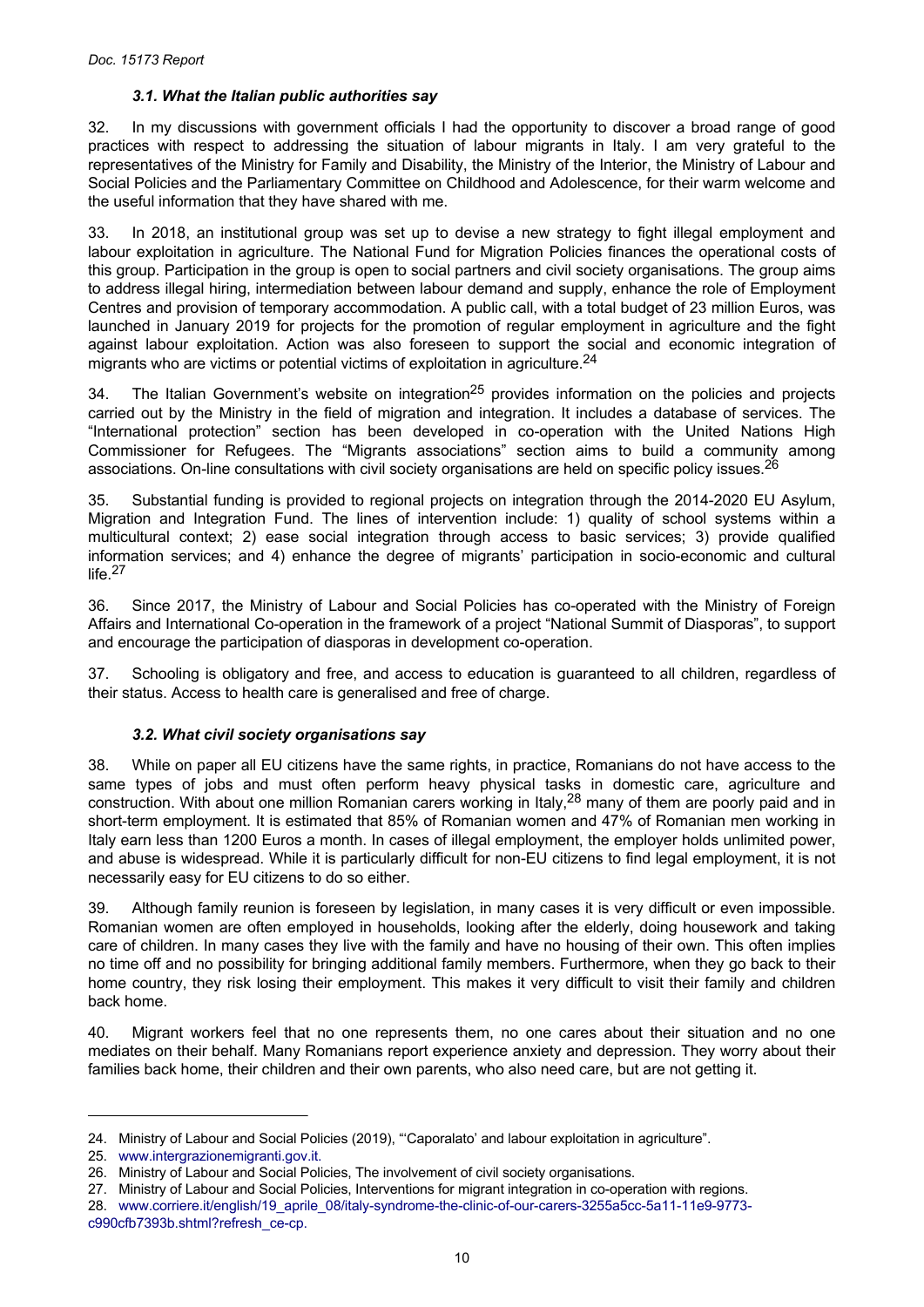### *3.1. What the Italian public authorities say*

32. In my discussions with government officials I had the opportunity to discover a broad range of good practices with respect to addressing the situation of labour migrants in Italy. I am very grateful to the representatives of the Ministry for Family and Disability, the Ministry of the Interior, the Ministry of Labour and Social Policies and the Parliamentary Committee on Childhood and Adolescence, for their warm welcome and the useful information that they have shared with me.

33. In 2018, an institutional group was set up to devise a new strategy to fight illegal employment and labour exploitation in agriculture. The National Fund for Migration Policies finances the operational costs of this group. Participation in the group is open to social partners and civil society organisations. The group aims to address illegal hiring, intermediation between labour demand and supply, enhance the role of Employment Centres and provision of temporary accommodation. A public call, with a total budget of 23 million Euros, was launched in January 2019 for projects for the promotion of regular employment in agriculture and the fight against labour exploitation. Action was also foreseen to support the social and economic integration of migrants who are victims or potential victims of exploitation in agriculture.[24]

34. The Italian Government's website on integration[25] provides information on the policies and projects carried out by the Ministry in the field of migration and integration. It includes a database of services. The "International protection" section has been developed in co-operation with the United Nations High Commissioner for Refugees. The "Migrants associations" section aims to build a community among associations. On-line consultations with civil society organisations are held on specific policy issues.[26]

35. Substantial funding is provided to regional projects on integration through the 2014-2020 EU Asylum, Migration and Integration Fund. The lines of intervention include: 1) quality of school systems within a multicultural context; 2) ease social integration through access to basic services; 3) provide qualified information services; and 4) enhance the degree of migrants' participation in socio-economic and cultural life.[27]

36. Since 2017, the Ministry of Labour and Social Policies has co-operated with the Ministry of Foreign Affairs and International Co-operation in the framework of a project "National Summit of Diasporas", to support and encourage the participation of diasporas in development co-operation.

37. Schooling is obligatory and free, and access to education is guaranteed to all children, regardless of their status. Access to health care is generalised and free of charge.

### *3.2. What civil society organisations say*

38. While on paper all EU citizens have the same rights, in practice, Romanians do not have access to the same types of jobs and must most often perform heavy physical tasks in domestic care, agriculture and construction. With about one million Romanian carers working in Italy,[28] many of them are poorly paid and in short-term employment. It is estimated that 85% of Romanian women and 47% of Romanian men working in Italy earn less than 1200 Euros a month. In cases of illegal employment, the employer holds unlimited power, and abuse is widespread. While it is particularly difficult for non-EU citizens to find legal employment, it is not necessarily easy for EU citizens to do so either.

39. Although family reunion is foreseen by legislation, in many cases it is very difficult or even impossible. Romanian women are often employed in households, looking after the elderly, doing housework and taking care of children. In many cases they live with the family and have no housing of their own. This often implies no time off and no possibility for bringing additional family members. Furthermore, when they go back to their home country, they risk losing their employment. This makes it very difficult to visit their family and children back home.

40. Migrant workers feel that no one represents them, no one cares about their situation and no one mediates on their behalf. Many Romanians report experience anxiety and depression. They worry about their families back home, their children and their own parents, who also need care, but are not getting it.

---

24. Ministry of Labour and Social Policies (2019), "'Caporalato' and labour exploitation in agriculture".
25. www.intergrazionemigranti.gov.it.
26. Ministry of Labour and Social Policies, The involvement of civil society organisations.
27. Ministry of Labour and Social Policies, Interventions for migrant integration in co-operation with regions.
28. www.corriere.it/english/19_aprile_08/italy-syndrome-the-clinic-of-our-carers-3255a5cc-5a11-11e9-9773-c990cfb7393b.shtml?refresh_ce-cp.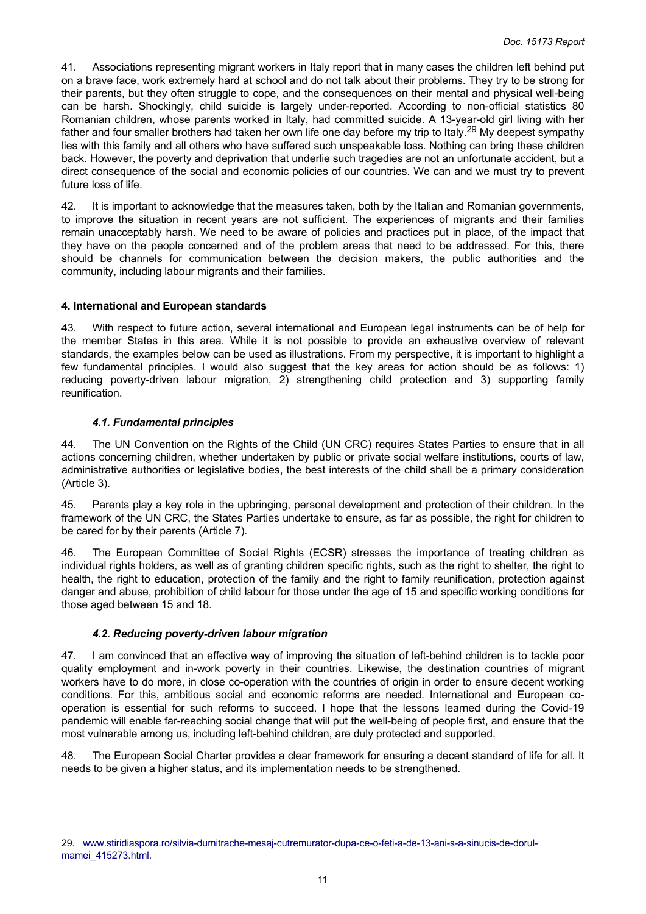41. Associations representing migrant workers in Italy report that in many cases the children left behind put on a brave face, work extremely hard at school and do not talk about their problems. They try to be strong for their parents, but they often struggle to cope, and the consequences on their mental and physical well-being can be harsh. Shockingly, child suicide is largely under-reported. According to non-official statistics 80 Romanian children, whose parents worked in Italy, had committed suicide. A 13-year-old girl living with her father and four smaller brothers had taken her own life one day before my trip to Italy.[29] My deepest sympathy lies with this family and all others who have suffered such unspeakable loss. Nothing can bring these children back. However, the poverty and deprivation that underlie such tragedies are not an unfortunate accident, but a direct consequence of the social and economic policies of our countries. We can and we must try to prevent future loss of life.

42. It is important to acknowledge that the measures taken, both by the Italian and Romanian governments, to improve the situation in recent years are not sufficient. The experiences of migrants and their families remain unacceptably harsh. We need to be aware of policies and practices put in place, of the impact that they have on the people concerned and of the problem areas that need to be addressed. For this, there should be channels for communication between the decision makers, the public authorities and the community, including labour migrants and their families.

## 4. International and European standards

43. With respect to future action, several international and European legal instruments can be of help for the member States in this area. While it is not possible to provide an exhaustive overview of relevant standards, the examples below can be used as illustrations. From my perspective, it is important to highlight a few fundamental principles. I would also suggest that the key areas for action should be as follows: 1) reducing poverty-driven labour migration, 2) strengthening child protection and 3) supporting family reunification.

### *4.1. Fundamental principles*

44. The UN Convention on the Rights of the Child (UN CRC) requires States Parties to ensure that in all actions concerning children, whether undertaken by public or private social welfare institutions, courts of law, administrative authorities or legislative bodies, the best interests of the child shall be a primary consideration (Article 3).

45. Parents play a key role in the upbringing, personal development and protection of their children. In the framework of the UN CRC, the States Parties undertake to ensure, as far as possible, the right for children to be cared for by their parents (Article 7).

46. The European Committee of Social Rights (ECSR) stresses the importance of treating children as individual rights holders, as well as of granting children specific rights, such as the right to shelter, the right to health, the right to education, protection of the family and the right to family reunification, protection against danger and abuse, prohibition of child labour for those under the age of 15 and specific working conditions for those aged between 15 and 18.

### *4.2. Reducing poverty-driven labour migration*

47. I am convinced that an effective way of improving the situation of left-behind children is to tackle poor quality employment and in-work poverty in their countries. Likewise, the destination countries of migrant workers have to do more, in close co-operation with the countries of origin in order to ensure decent working conditions. For this, ambitious social and economic reforms are needed. International and European co-operation is essential for such reforms to succeed. I hope that the lessons learned during the Covid-19 pandemic will enable far-reaching social change that will put the well-being of people first, and ensure that the most vulnerable among us, including left-behind children, are duly protected and supported.

48. The European Social Charter provides a clear framework for ensuring a decent standard of life for all. It needs to be given a higher status, and its implementation needs to be strengthened.

---

29. www.stiridiaspora.ro/silvia-dumitrache-mesaj-cutremurator-dupa-ce-o-feti-a-de-13-ani-s-a-sinucis-de-dorul-mamei_415273.html.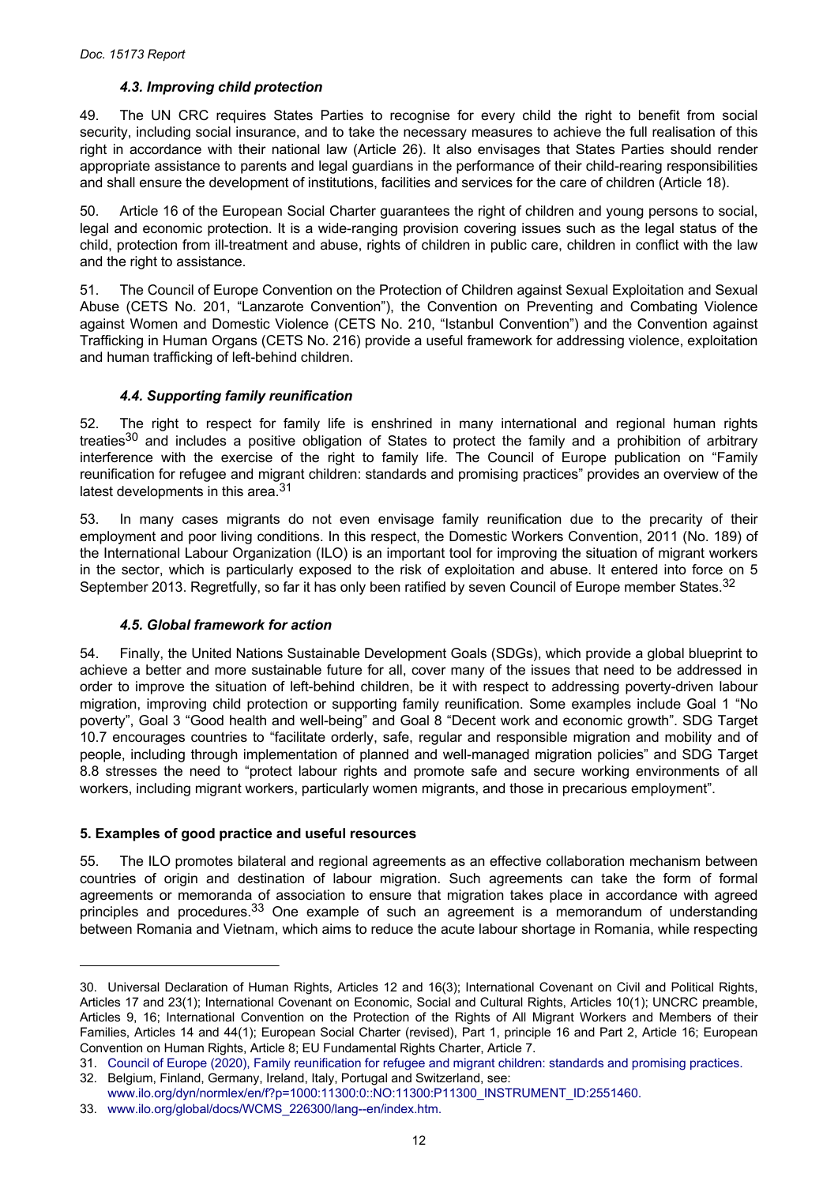### *4.3. Improving child protection*

49. The UN CRC requires States Parties to recognise for every child the right to benefit from social security, including social insurance, and to take the necessary measures to achieve the full realisation of this right in accordance with their national law (Article 26). It also envisages that States Parties should render appropriate assistance to parents and legal guardians in the performance of their child-rearing responsibilities and shall ensure the development of institutions, facilities and services for the care of children (Article 18).

50. Article 16 of the European Social Charter guarantees the right of children and young persons to social, legal and economic protection. It is a wide-ranging provision covering issues such as the legal status of the child, protection from ill-treatment and abuse, rights of children in public care, children in conflict with the law and the right to assistance.

51. The Council of Europe Convention on the Protection of Children against Sexual Exploitation and Sexual Abuse (CETS No. 201, "Lanzarote Convention"), the Convention on Preventing and Combating Violence against Women and Domestic Violence (CETS No. 210, "Istanbul Convention") and the Convention against Trafficking in Human Organs (CETS No. 216) provide a useful framework for addressing violence, exploitation and human trafficking of left-behind children.

### *4.4. Supporting family reunification*

52. The right to respect for family life is enshrined in many international and regional human rights treaties[30] and includes a positive obligation of States to protect the family and a prohibition of arbitrary interference with the exercise of the right to family life. The Council of Europe publication on "Family reunification for refugee and migrant children: standards and promising practices" provides an overview of the latest developments in this area.[31]

53. In many cases migrants do not even envisage family reunification due to the precarity of their employment and poor living conditions. In this respect, the Domestic Workers Convention, 2011 (No. 189) of the International Labour Organization (ILO) is an important tool for improving the situation of migrant workers in the sector, which is particularly exposed to the risk of exploitation and abuse. It entered into force on 5 September 2013. Regretfully, so far it has only been ratified by seven Council of Europe member States.[32]

### *4.5. Global framework for action*

54. Finally, the United Nations Sustainable Development Goals (SDGs), which provide a global blueprint to achieve a better and more sustainable future for all, cover many of the issues that need to be addressed in order to improve the situation of left-behind children, be it with respect to addressing poverty-driven labour migration, improving child protection or supporting family reunification. Some examples include Goal 1 "No poverty", Goal 3 "Good health and well-being" and Goal 8 "Decent work and economic growth". SDG Target 10.7 encourages countries to "facilitate orderly, safe, regular and responsible migration and mobility and of people, including through implementation of planned and well-managed migration policies" and SDG Target 8.8 stresses the need to "protect labour rights and promote safe and secure working environments of all workers, including migrant workers, particularly women migrants, and those in precarious employment".

## 5. Examples of good practice and useful resources

55. The ILO promotes bilateral and regional agreements as an effective collaboration mechanism between countries of origin and destination of labour migration. Such agreements can take the form of formal agreements or memoranda of association to ensure that migration takes place in accordance with agreed principles and procedures.[33] One example of such an agreement is a memorandum of understanding between Romania and Vietnam, which aims to reduce the acute labour shortage in Romania, while respecting

---

30. Universal Declaration of Human Rights, Articles 12 and 16(3); International Covenant on Civil and Political Rights, Articles 17 and 23(1); International Covenant on Economic, Social and Cultural Rights, Articles 10(1); UNCRC preamble, Articles 9, 16; International Convention on the Protection of the Rights of All Migrant Workers and Members of their Families, Articles 14 and 44(1); European Social Charter (revised), Part 1, principle 16 and Part 2, Article 16; European Convention on Human Rights, Article 8; EU Fundamental Rights Charter, Article 7.

31. Council of Europe (2020), Family reunification for refugee and migrant children: standards and promising practices.

32. Belgium, Finland, Germany, Ireland, Italy, Portugal and Switzerland, see: www.ilo.org/dyn/normlex/en/f?p=1000:11300:0::NO:11300:P11300_INSTRUMENT_ID:2551460.

33. www.ilo.org/global/docs/WCMS_226300/lang--en/index.htm.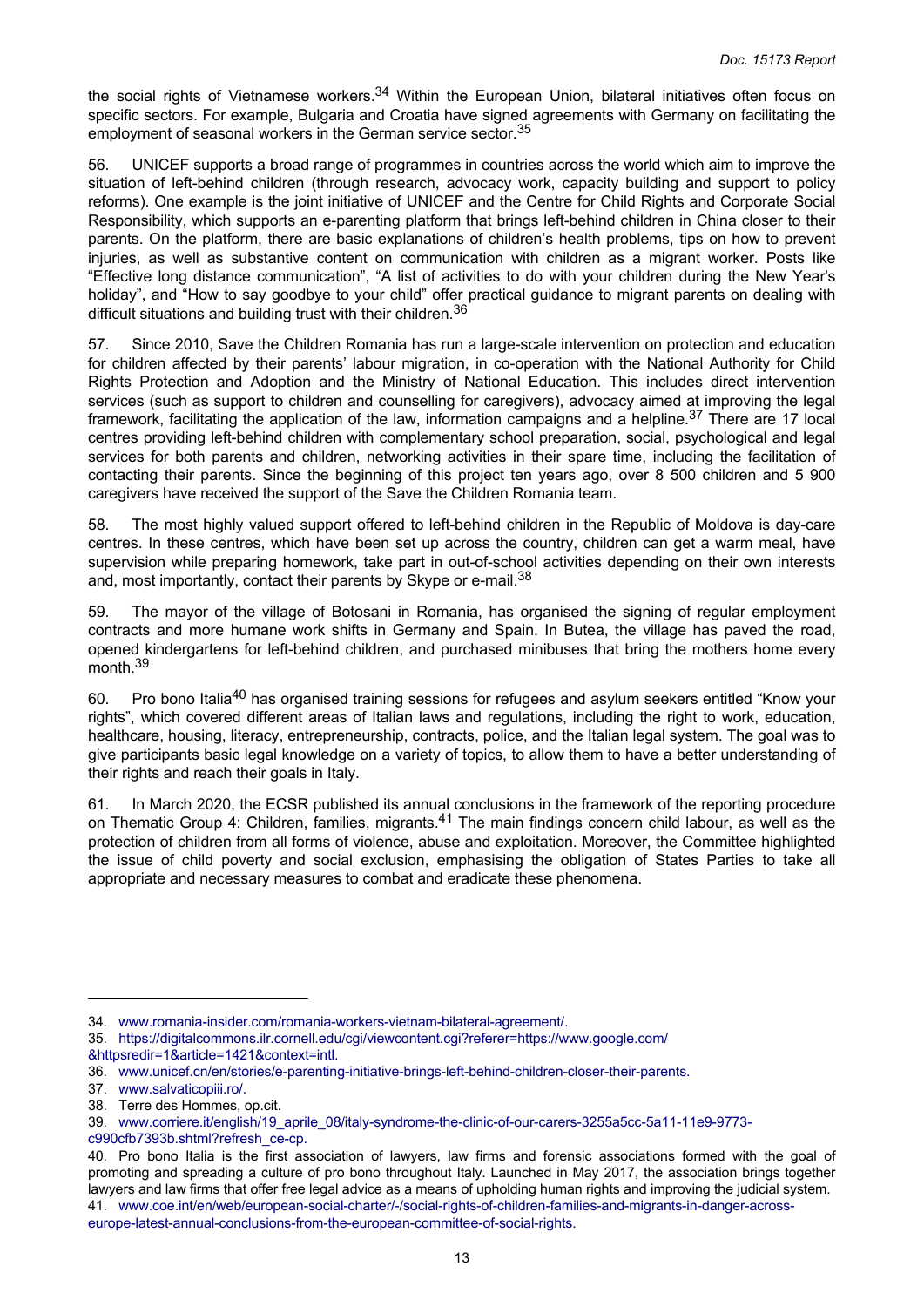the social rights of Vietnamese workers.[34] Within the European Union, bilateral initiatives often focus on specific sectors. For example, Bulgaria and Croatia have signed agreements with Germany on facilitating the employment of seasonal workers in the German service sector.[35]

56. UNICEF supports a broad range of programmes in countries across the world which aim to improve the situation of left-behind children (through research, advocacy work, capacity building and support to policy reforms). One example is the joint initiative of UNICEF and the Centre for Child Rights and Corporate Social Responsibility, which supports an e-parenting platform that brings left-behind children in China closer to their parents. On the platform, there are basic explanations of children's health problems, tips on how to prevent injuries, as well as substantive content on communication with children as a migrant worker. Posts like "Effective long distance communication", "A list of activities to do with your children during the New Year's holiday", and "How to say goodbye to your child" offer practical guidance to migrant parents on dealing with difficult situations and building trust with their children.[36]

57. Since 2010, Save the Children Romania has run a large-scale intervention on protection and education for children affected by their parents' labour migration, in co-operation with the National Authority for Child Rights Protection and Adoption and the Ministry of National Education. This includes direct intervention services (such as support to children and counselling for caregivers), advocacy aimed at improving the legal framework, facilitating the application of the law, information campaigns and a helpline.[37] There are 17 local centres providing left-behind children with complementary school preparation, social, psychological and legal services for both parents and children, networking activities in their spare time, including the facilitation of contacting their parents. Since the beginning of this project ten years ago, over 8 500 children and 5 900 caregivers have received the support of the Save the Children Romania team.

58. The most highly valued support offered to left-behind children in the Republic of Moldova is day-care centres. In these centres, which have been set up across the country, children can get a warm meal, have supervision while preparing homework, take part in out-of-school activities depending on their own interests and, most importantly, contact their parents by Skype or e-mail.[38]

59. The mayor of the village of Botosani in Romania, has organised the signing of regular employment contracts and more humane work shifts in Germany and Spain. In Butea, the village has paved the road, opened kindergartens for left-behind children, and purchased minibuses that bring the mothers home every month.[39]

60. Pro bono Italia[40] has organised training sessions for refugees and asylum seekers entitled "Know your rights", which covered different areas of Italian laws and regulations, including the right to work, education, healthcare, housing, literacy, entrepreneurship, contracts, police, and the Italian legal system. The goal was to give participants basic legal knowledge on a variety of topics, to allow them to have a better understanding of their rights and reach their goals in Italy.

61. In March 2020, the ECSR published its annual conclusions in the framework of the reporting procedure on Thematic Group 4: Children, families, migrants.[41] The main findings concern child labour, as well as the protection of children from all forms of violence, abuse and exploitation. Moreover, the Committee highlighted the issue of child poverty and social exclusion, emphasising the obligation of States Parties to take all appropriate and necessary measures to combat and eradicate these phenomena.

---

34. www.romania-insider.com/romania-workers-vietnam-bilateral-agreement/.

35. https://digitalcommons.ilr.cornell.edu/cgi/viewcontent.cgi?referer=https://www.google.com/&httpsredir=1&article=1421&context=intl.

36. www.unicef.cn/en/stories/e-parenting-initiative-brings-left-behind-children-closer-their-parents.

37. www.salvaticopiii.ro/.

38. Terre des Hommes, op.cit.

39. www.corriere.it/english/19_aprile_08/italy-syndrome-the-clinic-of-our-carers-3255a5cc-5a11-11e9-9773-c990cfb7393b.shtml?refresh_ce-cp.

40. Pro bono Italia is the first association of lawyers, law firms and forensic associations formed with the goal of promoting and spreading a culture of pro bono throughout Italy. Launched in May 2017, the association brings together lawyers and law firms that offer free legal advice as a means of upholding human rights and improving the judicial system.

41. www.coe.int/en/web/european-social-charter/-/social-rights-of-children-families-and-migrants-in-danger-across-europe-latest-annual-conclusions-from-the-european-committee-of-social-rights.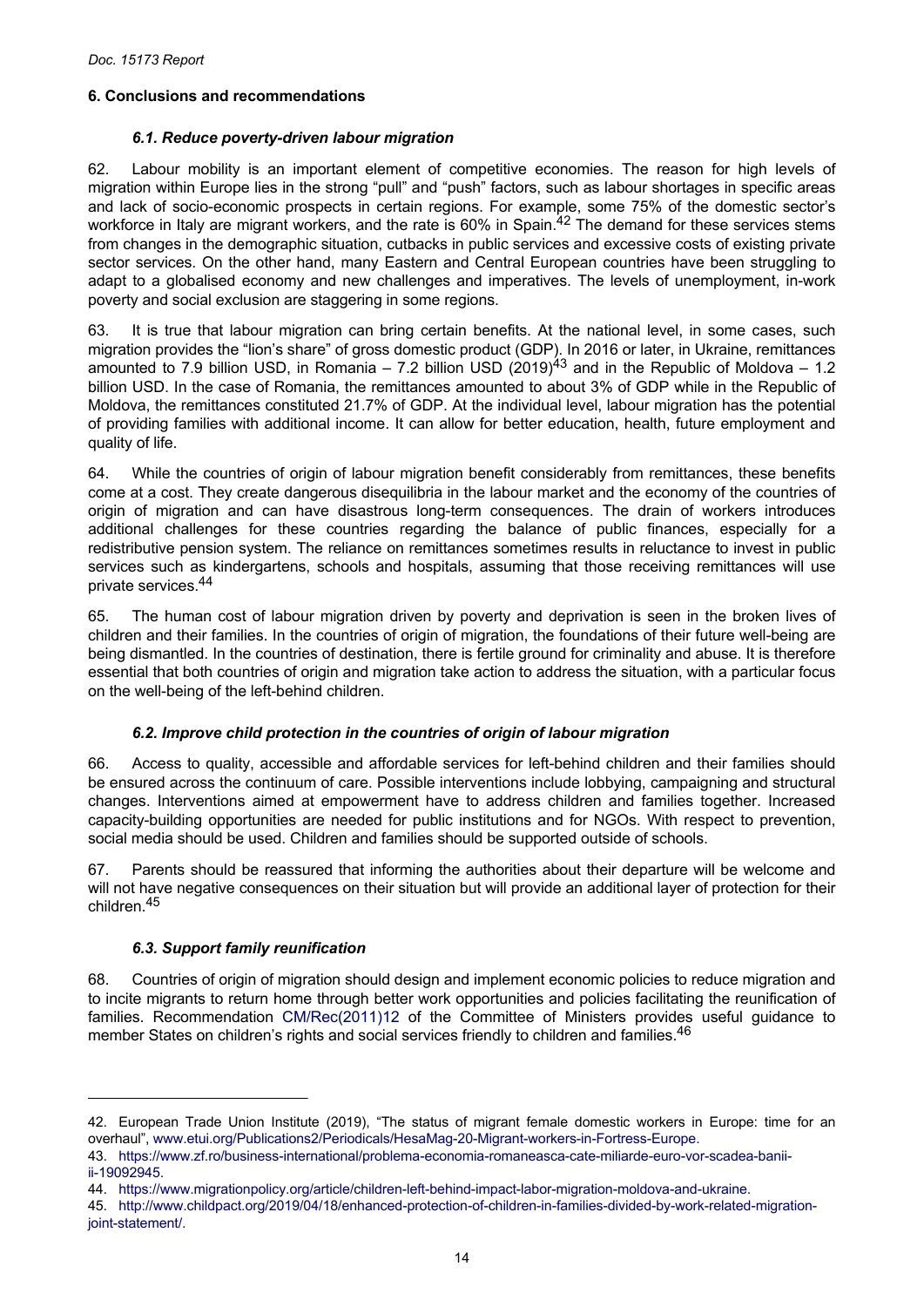## 6. Conclusions and recommendations

### *6.1. Reduce poverty-driven labour migration*

62. Labour mobility is an important element of competitive economies. The reason for high levels of migration within Europe lies in the strong "pull" and "push" factors, such as labour shortages in specific areas and lack of socio-economic prospects in certain regions. For example, some 75% of the domestic sector's workforce in Italy are migrant workers, and the rate is 60% in Spain.[42] The demand for these services stems from changes in the demographic situation, cutbacks in public services and excessive costs of existing private sector services. On the other hand, many Eastern and Central European countries have been struggling to adapt to a globalised economy and new challenges and imperatives. The levels of unemployment, in-work poverty and social exclusion are staggering in some regions.

63. It is true that labour migration can bring certain benefits. At the national level, in some cases, such migration provides the "lion's share" of gross domestic product (GDP). In 2016 or later, in Ukraine, remittances amounted to 7.9 billion USD, in Romania – 7.2 billion USD (2019)[43] and in the Republic of Moldova – 1.2 billion USD. In the case of Romania, the remittances amounted to about 3% of GDP while in the Republic of Moldova, the remittances constituted 21.7% of GDP. At the individual level, labour migration has the potential of providing families with additional income. It can allow for better education, health, future employment and quality of life.

64. While the countries of origin of labour migration benefit considerably from remittances, these benefits come at a cost. They create dangerous disequilibria in the labour market and the economy of the countries of origin of migration and can have disastrous long-term consequences. The drain of workers introduces additional challenges for these countries regarding the balance of public finances, especially for a redistributive pension system. The reliance on remittances sometimes results in reluctance to invest in public services such as kindergartens, schools and hospitals, assuming that those receiving remittances will use private services.[44]

65. The human cost of labour migration driven by poverty and deprivation is seen in the broken lives of children and their families. In the countries of origin of migration, the foundations of their future well-being are being dismantled. In the countries of destination, there is fertile ground for criminality and abuse. It is therefore essential that both countries of origin and migration take action to address the situation, with a particular focus on the well-being of the left-behind children.

### *6.2. Improve child protection in the countries of origin of labour migration*

66. Access to quality, accessible and affordable services for left-behind children and their families should be ensured across the continuum of care. Possible interventions include lobbying, campaigning and structural changes. Interventions aimed at empowerment have to address children and families together. Increased capacity-building opportunities are needed for public institutions and for NGOs. With respect to prevention, social media should be used. Children and families should be supported outside of schools.

67. Parents should be reassured that informing the authorities about their departure will be welcome and will not have negative consequences on their situation but will provide an additional layer of protection for their children.[45]

### *6.3. Support family reunification*

68. Countries of origin of migration should design and implement economic policies to reduce migration and to incite migrants to return home through better work opportunities and policies facilitating the reunification of families. Recommendation CM/Rec(2011)12 of the Committee of Ministers provides useful guidance to member States on children's rights and social services friendly to children and families.[46]

---

42. European Trade Union Institute (2019), "The status of migrant female domestic workers in Europe: time for an overhaul", www.etui.org/Publications2/Periodicals/HesaMag-20-Migrant-workers-in-Fortress-Europe.

43. https://www.zf.ro/business-international/problema-economia-romaneasca-cate-miliarde-euro-vor-scadea-banii-ii-19092945.

44. https://www.migrationpolicy.org/article/children-left-behind-impact-labor-migration-moldova-and-ukraine.

45. http://www.childpact.org/2019/04/18/enhanced-protection-of-children-in-families-divided-by-work-related-migration-joint-statement/.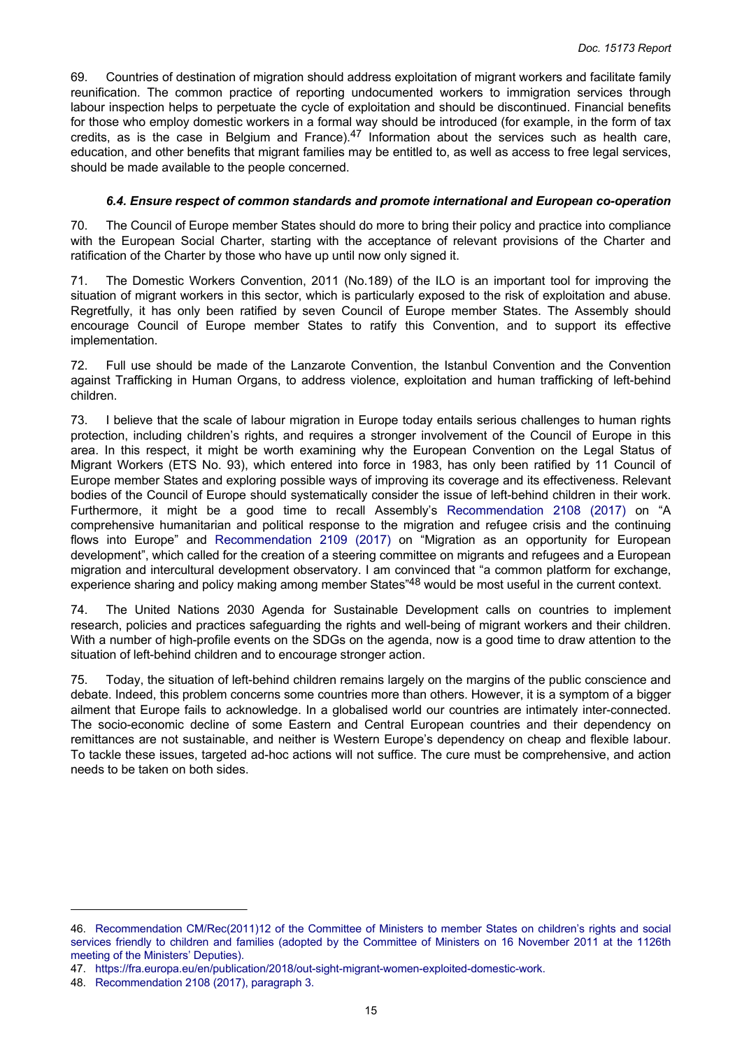69. Countries of destination of migration should address exploitation of migrant workers and facilitate family reunification. The common practice of reporting undocumented workers to immigration services through labour inspection helps to perpetuate the cycle of exploitation and should be discontinued. Financial benefits for those who employ domestic workers in a formal way should be introduced (for example, in the form of tax credits, as is the case in Belgium and France).[47] Information about the services such as health care, education, and other benefits that migrant families may be entitled to, as well as access to free legal services, should be made available to the people concerned.

#### *6.4. Ensure respect of common standards and promote international and European co-operation*

70. The Council of Europe member States should do more to bring their policy and practice into compliance with the European Social Charter, starting with the acceptance of relevant provisions of the Charter and ratification of the Charter by those who have up until now only signed it.

71. The Domestic Workers Convention, 2011 (No.189) of the ILO is an important tool for improving the situation of migrant workers in this sector, which is particularly exposed to the risk of exploitation and abuse. Regretfully, it has only been ratified by seven Council of Europe member States. The Assembly should encourage Council of Europe member States to ratify this Convention, and to support its effective implementation.

72. Full use should be made of the Lanzarote Convention, the Istanbul Convention and the Convention against Trafficking in Human Organs, to address violence, exploitation and human trafficking of left-behind children.

73. I believe that the scale of labour migration in Europe today entails serious challenges to human rights protection, including children's rights, and requires a stronger involvement of the Council of Europe in this area. In this respect, it might be worth examining why the European Convention on the Legal Status of Migrant Workers (ETS No. 93), which entered into force in 1983, has only been ratified by 11 Council of Europe member States and exploring possible ways of improving its coverage and its effectiveness. Relevant bodies of the Council of Europe should systematically consider the issue of left-behind children in their work. Furthermore, it might be a good time to recall Assembly's Recommendation 2108 (2017) on "A comprehensive humanitarian and political response to the migration and refugee crisis and the continuing flows into Europe" and Recommendation 2109 (2017) on "Migration as an opportunity for European development", which called for the creation of a steering committee on migrants and refugees and a European migration and intercultural development observatory. I am convinced that "a common platform for exchange, experience sharing and policy making among member States"[48] would be most useful in the current context.

74. The United Nations 2030 Agenda for Sustainable Development calls on countries to implement research, policies and practices safeguarding the rights and well-being of migrant workers and their children. With a number of high-profile events on the SDGs on the agenda, now is a good time to draw attention to the situation of left-behind children and to encourage stronger action.

75. Today, the situation of left-behind children remains largely on the margins of the public conscience and debate. Indeed, this problem concerns some countries more than others. However, it is a symptom of a bigger ailment that Europe fails to acknowledge. In a globalised world our countries are intimately inter-connected. The socio-economic decline of some Eastern and Central European countries and their dependency on remittances are not sustainable, and neither is Western Europe's dependency on cheap and flexible labour. To tackle these issues, targeted ad-hoc actions will not suffice. The cure must be comprehensive, and action needs to be taken on both sides.

---

46. Recommendation CM/Rec(2011)12 of the Committee of Ministers to member States on children's rights and social services friendly to children and families (adopted by the Committee of Ministers on 16 November 2011 at the 1126th meeting of the Ministers' Deputies).

47. https://fra.europa.eu/en/publication/2018/out-sight-migrant-women-exploited-domestic-work.

48. Recommendation 2108 (2017), paragraph 3.